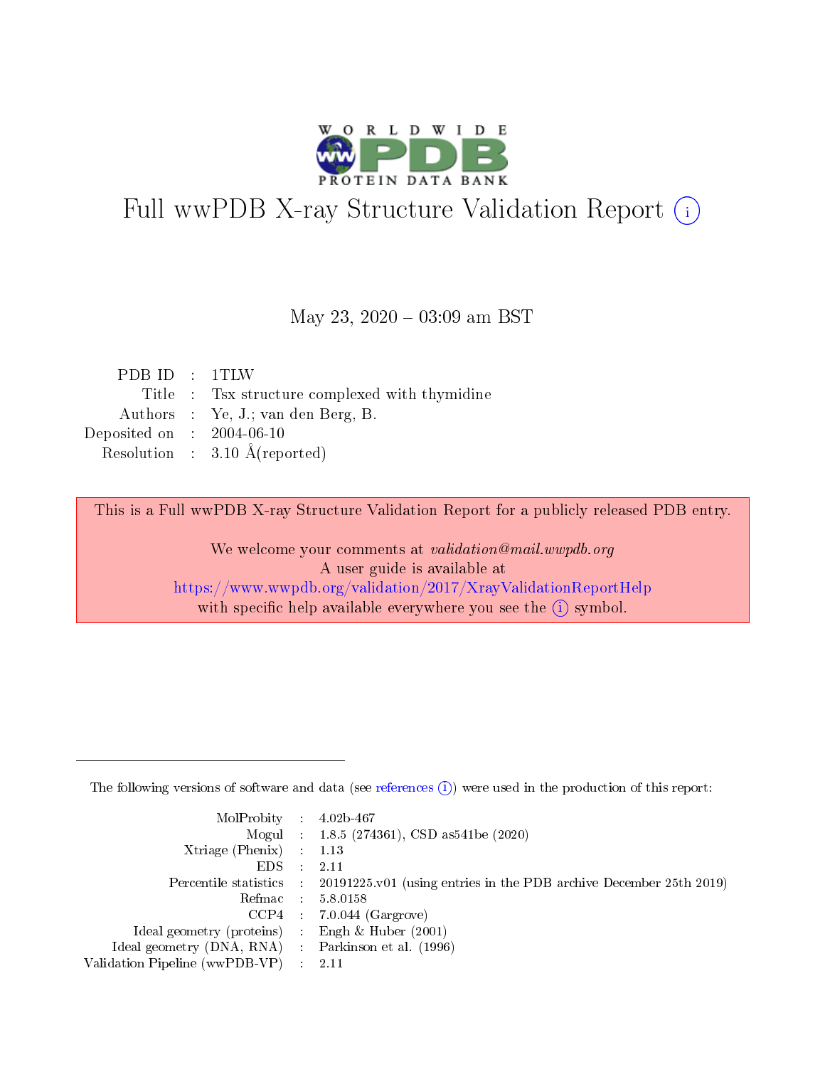# Full wwPDB X-ray Structure Validation Report ⓘ

May 23, 2020 – 03:09 am BST

| | | |
|---|---|---|
| PDB ID | : | 1TLW |
| Title | : | Tsx structure complexed with thymidine |
| Authors | : | Ye, J.; van den Berg, B. |
| Deposited on | : | 2004-06-10 |
| Resolution | : | 3.10 Å(reported) |

This is a Full wwPDB X-ray Structure Validation Report for a publicly released PDB entry.

We welcome your comments at *validation@mail.wwpdb.org*
A user guide is available at
https://www.wwpdb.org/validation/2017/XrayValidationReportHelp
with specific help available everywhere you see the ⓘ symbol.

---

The following versions of software and data (see references ⓘ) were used in the production of this report:

| | | |
|---|---|---|
| MolProbity | : | 4.02b-467 |
| Mogul | : | 1.8.5 (274361), CSD as541be (2020) |
| Xtriage (Phenix) | : | 1.13 |
| EDS | : | 2.11 |
| Percentile statistics | : | 20191225.v01 (using entries in the PDB archive December 25th 2019) |
| Refmac | : | 5.8.0158 |
| CCP4 | : | 7.0.044 (Gargrove) |
| Ideal geometry (proteins) | : | Engh & Huber (2001) |
| Ideal geometry (DNA, RNA) | : | Parkinson et al. (1996) |
| Validation Pipeline (wwPDB-VP) | : | 2.11 |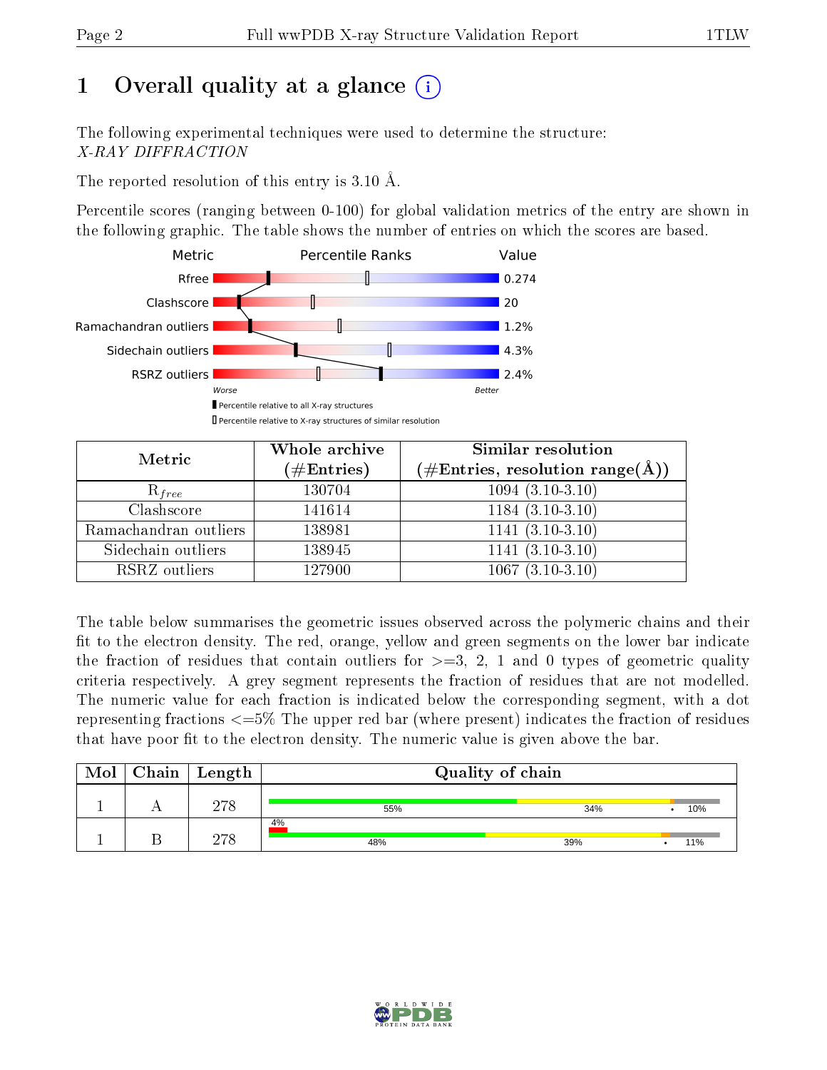# 1 Overall quality at a glance (i)

The following experimental techniques were used to determine the structure:
*X-RAY DIFFRACTION*

The reported resolution of this entry is 3.10 Å.

Percentile scores (ranging between 0-100) for global validation metrics of the entry are shown in the following graphic. The table shows the number of entries on which the scores are based.

| Metric | Value |
|---|---|
| Rfree | 0.274 |
| Clashscore | 20 |
| Ramachandran outliers | 1.2% |
| Sidechain outliers | 4.3% |
| RSRZ outliers | 2.4% |

Worse — Better

▮ Percentile relative to all X-ray structures
▯ Percentile relative to X-ray structures of similar resolution

| Metric | Whole archive (#Entries) | Similar resolution (#Entries, resolution range(Å)) |
|---|---|---|
| $R_{free}$ | 130704 | 1094 (3.10-3.10) |
| Clashscore | 141614 | 1184 (3.10-3.10) |
| Ramachandran outliers | 138981 | 1141 (3.10-3.10) |
| Sidechain outliers | 138945 | 1141 (3.10-3.10) |
| RSRZ outliers | 127900 | 1067 (3.10-3.10) |

The table below summarises the geometric issues observed across the polymeric chains and their fit to the electron density. The red, orange, yellow and green segments on the lower bar indicate the fraction of residues that contain outliers for >=3, 2, 1 and 0 types of geometric quality criteria respectively. A grey segment represents the fraction of residues that are not modelled. The numeric value for each fraction is indicated below the corresponding segment, with a dot representing fractions <=5% The upper red bar (where present) indicates the fraction of residues that have poor fit to the electron density. The numeric value is given above the bar.

| Mol | Chain | Length | Quality of chain |
|---|---|---|---|
| 1 | A | 278 | 55% · 34% · • · 10% |
| 1 | B | 278 | 4% (poor fit); 48% · 39% · • · 11% |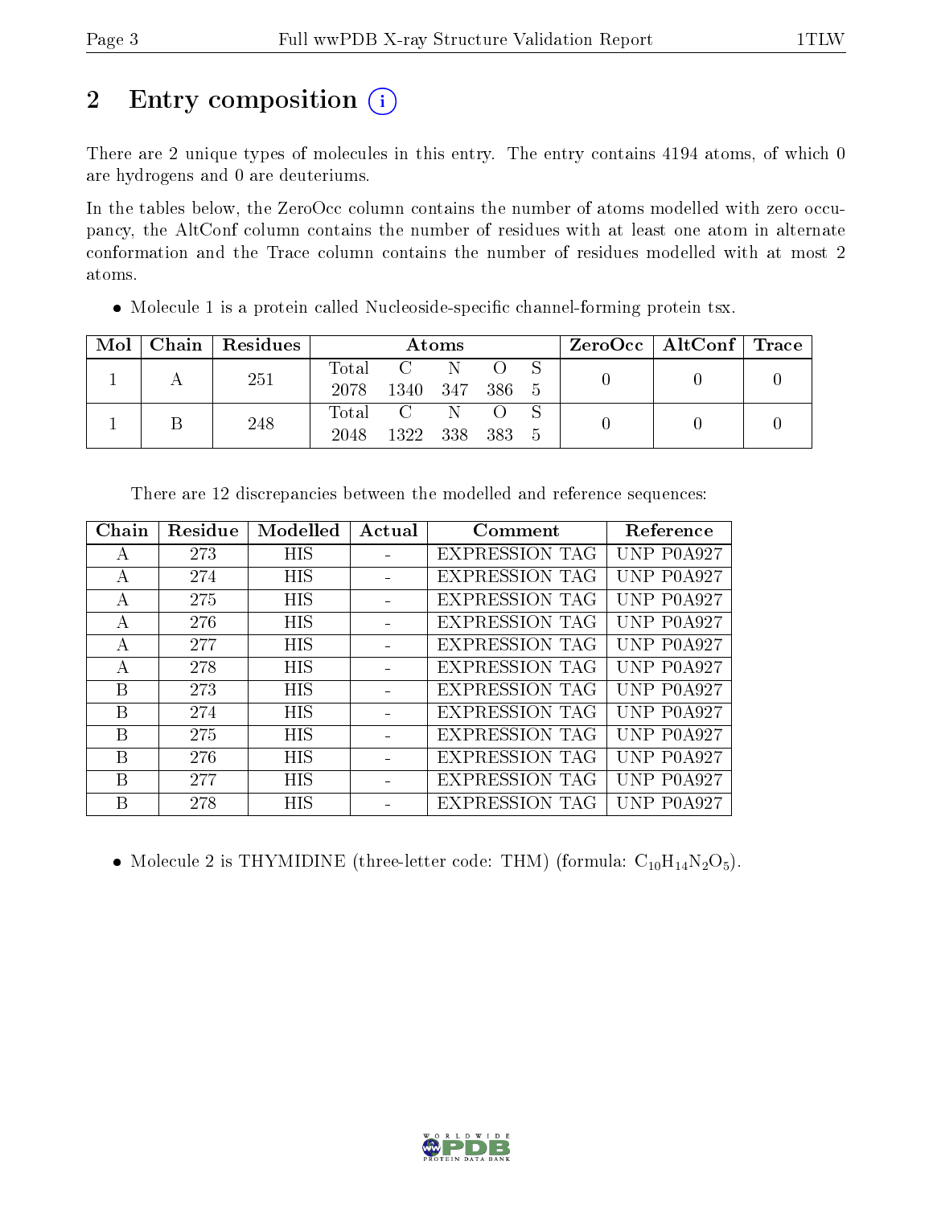# 2 Entry composition (i)

There are 2 unique types of molecules in this entry. The entry contains 4194 atoms, of which 0 are hydrogens and 0 are deuteriums.

In the tables below, the ZeroOcc column contains the number of atoms modelled with zero occupancy, the AltConf column contains the number of residues with at least one atom in alternate conformation and the Trace column contains the number of residues modelled with at most 2 atoms.

- Molecule 1 is a protein called Nucleoside-specific channel-forming protein tsx.

| Mol | Chain | Residues | Atoms | | | | | ZeroOcc | AltConf | Trace |
|---|---|---|---|---|---|---|---|---|---|---|
| 1 | A | 251 | Total<br>2078 | C<br>1340 | N<br>347 | O<br>386 | S<br>5 | 0 | 0 | 0 |
| 1 | B | 248 | Total<br>2048 | C<br>1322 | N<br>338 | O<br>383 | S<br>5 | 0 | 0 | 0 |

There are 12 discrepancies between the modelled and reference sequences:

| Chain | Residue | Modelled | Actual | Comment | Reference |
|---|---|---|---|---|---|
| A | 273 | HIS | - | EXPRESSION TAG | UNP P0A927 |
| A | 274 | HIS | - | EXPRESSION TAG | UNP P0A927 |
| A | 275 | HIS | - | EXPRESSION TAG | UNP P0A927 |
| A | 276 | HIS | - | EXPRESSION TAG | UNP P0A927 |
| A | 277 | HIS | - | EXPRESSION TAG | UNP P0A927 |
| A | 278 | HIS | - | EXPRESSION TAG | UNP P0A927 |
| B | 273 | HIS | - | EXPRESSION TAG | UNP P0A927 |
| B | 274 | HIS | - | EXPRESSION TAG | UNP P0A927 |
| B | 275 | HIS | - | EXPRESSION TAG | UNP P0A927 |
| B | 276 | HIS | - | EXPRESSION TAG | UNP P0A927 |
| B | 277 | HIS | - | EXPRESSION TAG | UNP P0A927 |
| B | 278 | HIS | - | EXPRESSION TAG | UNP P0A927 |

- Molecule 2 is THYMIDINE (three-letter code: THM) (formula: $C_{10}H_{14}N_2O_5$).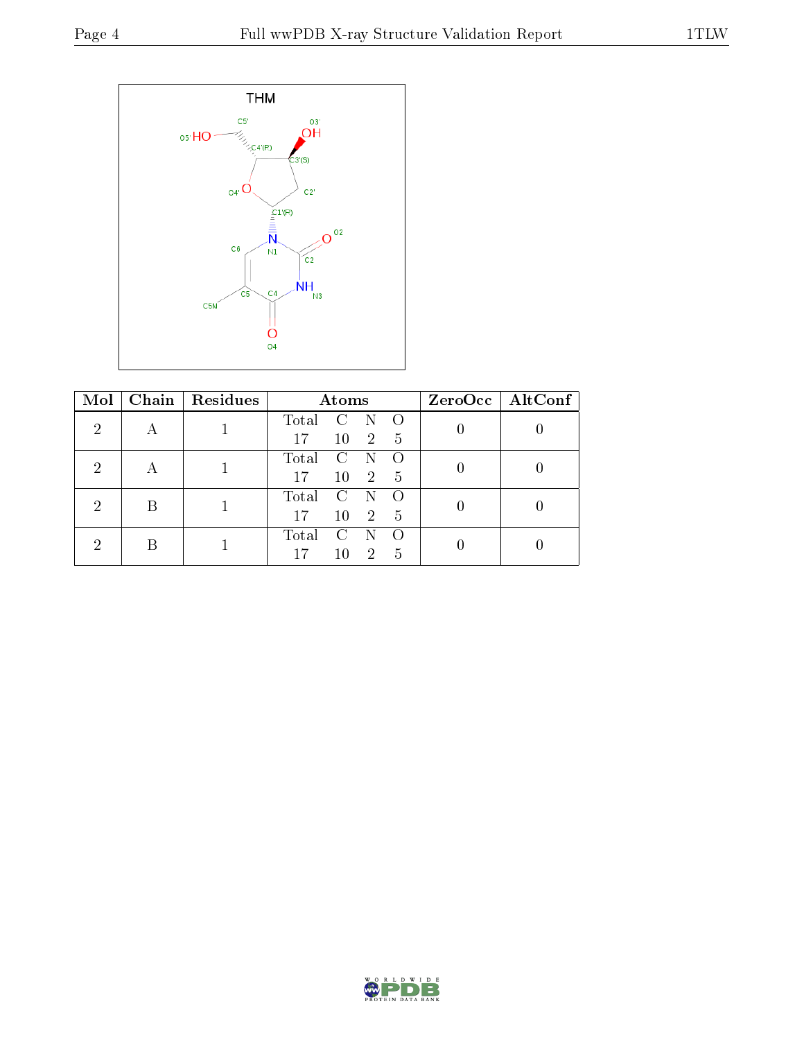THM

| Mol | Chain | Residues | Atoms | | | | ZeroOcc | AltConf |
|---|---|---|---|---|---|---|---|---|
| | | | Total | C | N | O | | |
| 2 | A | 1 | 17 | 10 | 2 | 5 | 0 | 0 |
| 2 | A | 1 | 17 | 10 | 2 | 5 | 0 | 0 |
| 2 | B | 1 | 17 | 10 | 2 | 5 | 0 | 0 |
| 2 | B | 1 | 17 | 10 | 2 | 5 | 0 | 0 |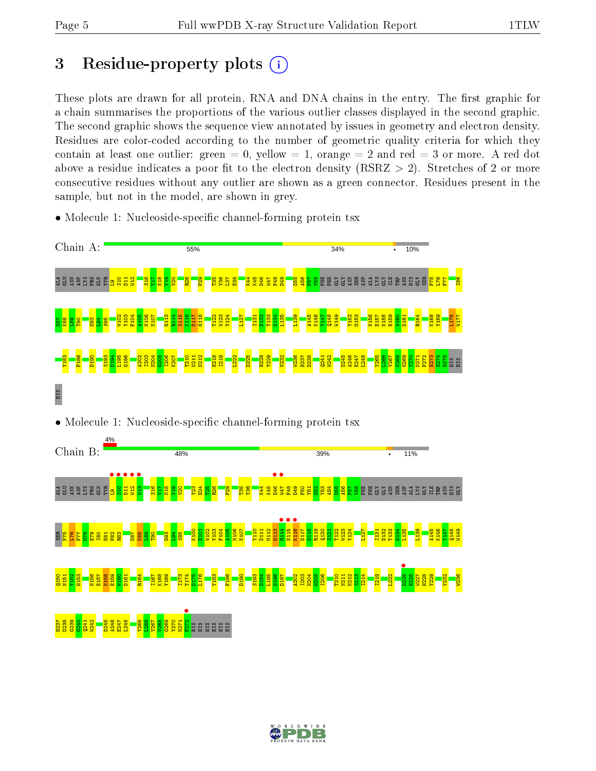# 3 Residue-property plots

These plots are drawn for all protein, RNA and DNA chains in the entry. The first graphic for a chain summarises the proportions of the various outlier classes displayed in the second graphic. The second graphic shows the sequence view annotated by issues in geometry and electron density. Residues are color-coded according to the number of geometric quality criteria for which they contain at least one outlier: green = 0, yellow = 1, orange = 2 and red = 3 or more. A red dot above a residue indicates a poor fit to the electron density (RSRZ > 2). Stretches of 2 or more consecutive residues without any outlier are shown as a green connector. Residues present in the sample, but not in the model, are shown in grey.

- Molecule 1: Nucleoside-specific channel-forming protein tsx

Chain A: 55% | 34% | • | 10%

ALA GLU ASN ASP LYS PRO GLN TYR L9 S10 D11 W12 S16 V17 N18 W19 V20 R26 P29 T35 Y36 L37 E38 K44 K45 D46 W47 F48 D49 D55 A56 P57 V58 PHE PHE GLY GLY ASN SER ASP ALA LYS GLY ILE TRP ASN HIS GLY SER P75 L76 F77 I86 D87 K88 L89 T90 D93 L94 S95 W102 Y103 F104 A105 N106 N107 G113 R114 N115 K116 D117 G118 T122 W123 Y124 L127 I131 D132 T133 G134 L135 L139 A145 K146 Y147 Q148 W149 Y152 G153 N156 E157 N158 E159 W160 D161 R164 K168 Y169 L176 W177 Y183 F186 D190 S193 D194 L195 G196 A202 I203 N204 G205 I206 K207 T210 N211 N212 H218 I219 I222 D225 H228 Y229 V232 W236 H237 D238 Q241 W242 D245 A246 E247 L248 Y265 L266 V267 V268 G269 Y270 N271 F272 H273 H274 H275 HIS HIS HIS

- Molecule 1: Nucleoside-specific channel-forming protein tsx

Chain B: 4% | 48% | 39% | • | 11%

ALA GLU ASN ASP LYS PRO GLN TYR L9 S10 D11 W12 W13 S16 V17 N18 W19 V20 Y23 H24 T25 R26 P29 T35 Y36 K44 K45 D46 W47 F48 D49 P50 V51 G52 Y53 A54 D55 A56 P57 V58 PHE PHE GLY GLY ASN SER ASP ALA LYS GLY ILE TRP ASN HIS GLY SER P75 L76 F77 M78 E79 I80 E81 F82 R83 D87 K88 L89 T90 D93 L94 S95 K100 E101 W102 Y103 F104 A105 N106 N107 Y110 D111 M112 G113 R114 N115 K116 D117 G118 R119 Q120 S121 T122 W123 Y124 L127 I131 D132 T133 G134 L135 L139 A145 K146 Y147 Q148 W149 Q150 N151 Y152 G153 N156 E157 N158 E159 W160 D161 R164 I167 K168 Y169 I173 T174 D175 L176 Y183 F186 D190 S193 D194 L195 G196 D197 A202 I203 N204 G205 I206 T210 N211 N212 S213 I214 I219 L222 D225 H226 W227 H228 Y229 V232 W236 H237 D238 G239 G240 Q241 W242 D245 A246 E247 L248 Y265 L266 V267 V268 G269 Y270 N271 F272 HIS HIS HIS HIS HIS HIS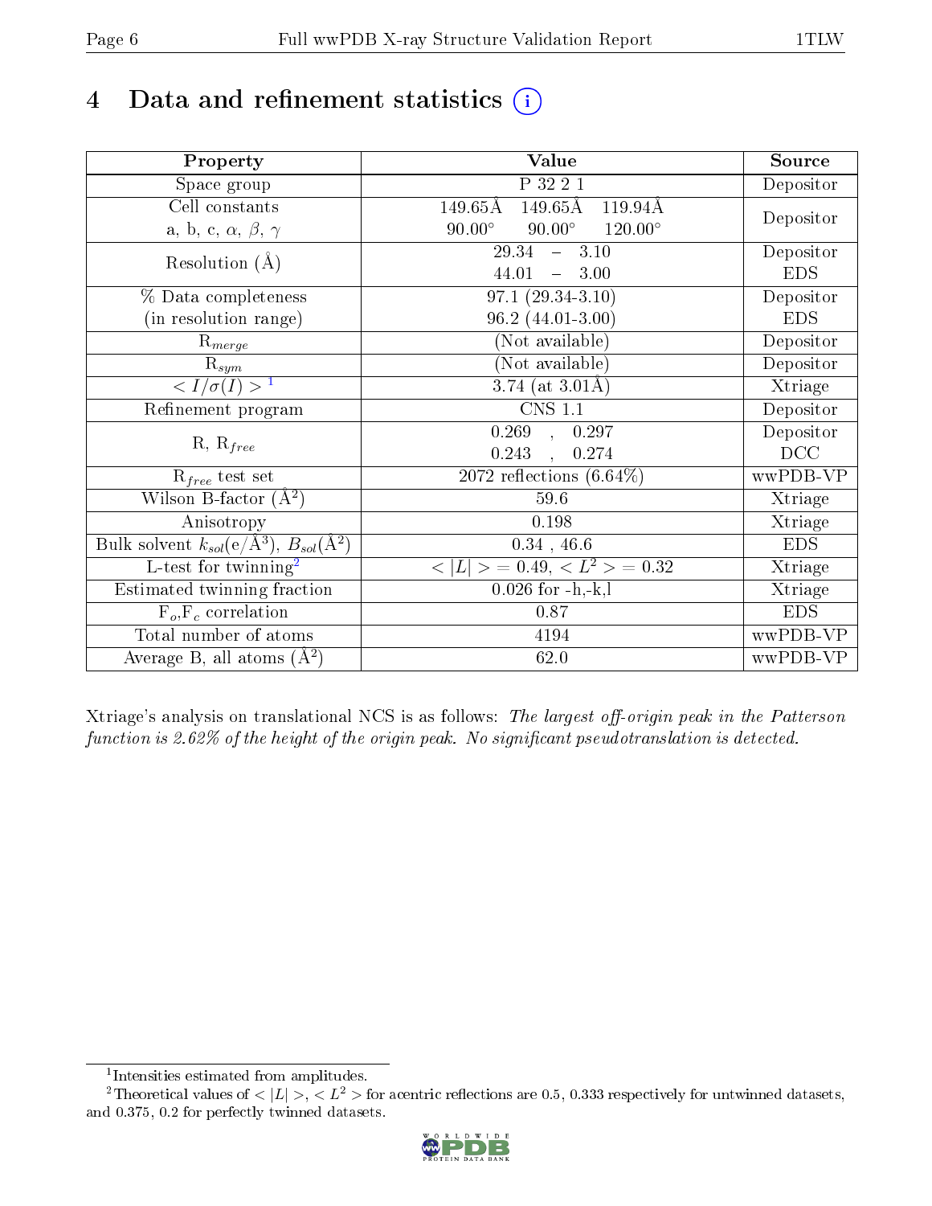# 4 Data and refinement statistics

| Property | Value | Source |
|---|---|---|
| Space group | P 32 2 1 | Depositor |
| Cell constants<br>a, b, c, $\alpha$, $\beta$, $\gamma$ | 149.65Å 149.65Å 119.94Å<br>90.00° 90.00° 120.00° | Depositor |
| Resolution (Å) | 29.34 – 3.10<br>44.01 – 3.00 | Depositor<br>EDS |
| % Data completeness<br>(in resolution range) | 97.1 (29.34-3.10)<br>96.2 (44.01-3.00) | Depositor<br>EDS |
| $R_{merge}$ | (Not available) | Depositor |
| $R_{sym}$ | (Not available) | Depositor |
| $< I/\sigma(I) >$ [1] | 3.74 (at 3.01Å) | Xtriage |
| Refinement program | CNS 1.1 | Depositor |
| R, $R_{free}$ | 0.269 , 0.297<br>0.243 , 0.274 | Depositor<br>DCC |
| $R_{free}$ test set | 2072 reflections (6.64%) | wwPDB-VP |
| Wilson B-factor (Å$^2$) | 59.6 | Xtriage |
| Anisotropy | 0.198 | Xtriage |
| Bulk solvent $k_{sol}$(e/Å$^3$), $B_{sol}$(Å$^2$) | 0.34 , 46.6 | EDS |
| L-test for twinning[2] | $< \lvert L \rvert >$ = 0.49, $< L^2 >$ = 0.32 | Xtriage |
| Estimated twinning fraction | 0.026 for -h,-k,l | Xtriage |
| $F_o$,$F_c$ correlation | 0.87 | EDS |
| Total number of atoms | 4194 | wwPDB-VP |
| Average B, all atoms (Å$^2$) | 62.0 | wwPDB-VP |

Xtriage's analysis on translational NCS is as follows: *The largest off-origin peak in the Patterson function is 2.62% of the height of the origin peak. No significant pseudotranslation is detected.*

[1] Intensities estimated from amplitudes.

[2] Theoretical values of $< \lvert L \rvert >$, $< L^2 >$ for acentric reflections are 0.5, 0.333 respectively for untwinned datasets, and 0.375, 0.2 for perfectly twinned datasets.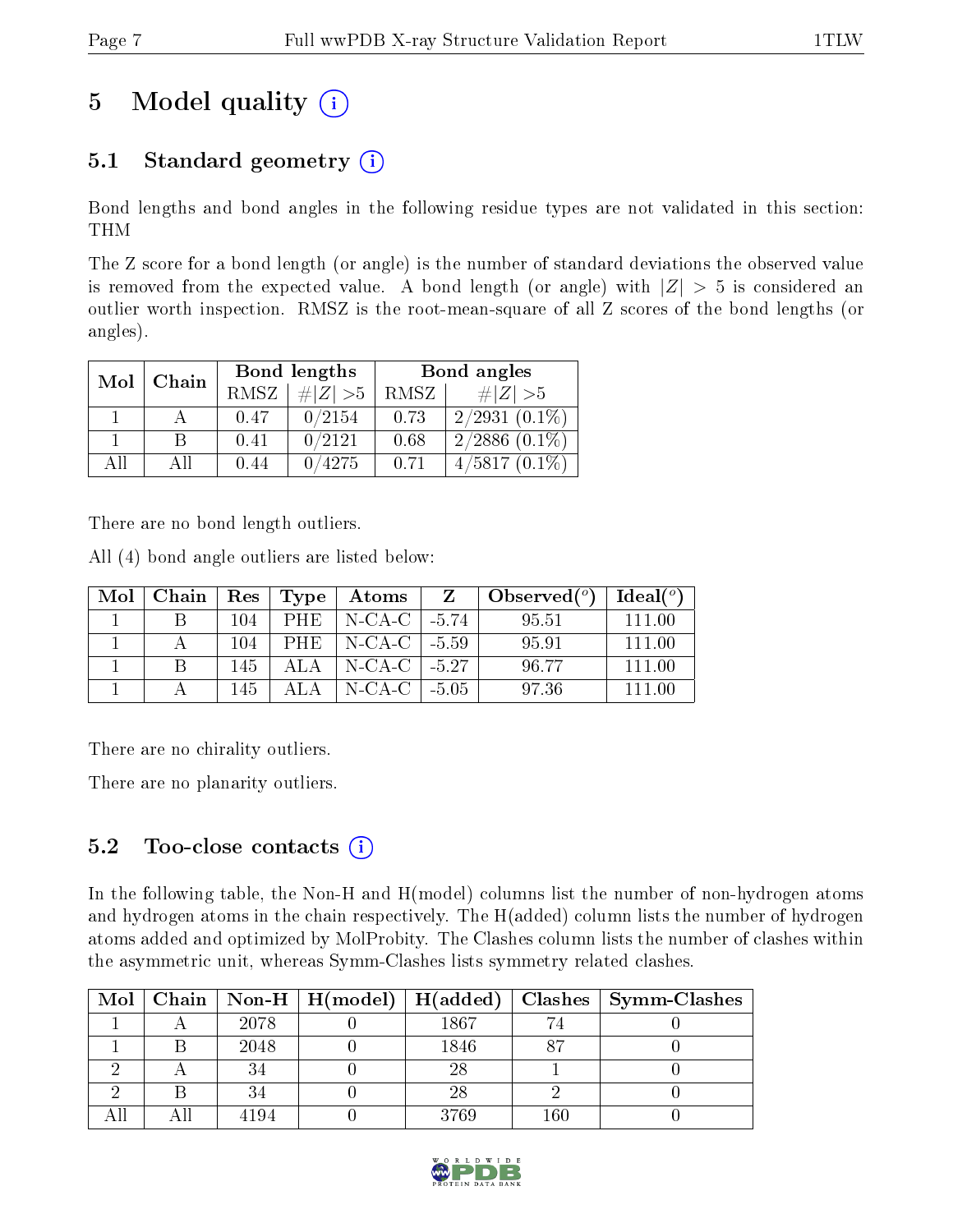# 5 Model quality (i)

## 5.1 Standard geometry (i)

Bond lengths and bond angles in the following residue types are not validated in this section: THM

The Z score for a bond length (or angle) is the number of standard deviations the observed value is removed from the expected value. A bond length (or angle) with $|Z| > 5$ is considered an outlier worth inspection. RMSZ is the root-mean-square of all Z scores of the bond lengths (or angles).

| Mol | Chain | Bond lengths | | Bond angles | |
|---|---|---|---|---|---|
| | | RMSZ | #\|Z\| >5 | RMSZ | #\|Z\| >5 |
| 1 | A | 0.47 | 0/2154 | 0.73 | 2/2931 (0.1%) |
| 1 | B | 0.41 | 0/2121 | 0.68 | 2/2886 (0.1%) |
| All | All | 0.44 | 0/4275 | 0.71 | 4/5817 (0.1%) |

There are no bond length outliers.

All (4) bond angle outliers are listed below:

| Mol | Chain | Res | Type | Atoms | Z | Observed(°) | Ideal(°) |
|---|---|---|---|---|---|---|---|
| 1 | B | 104 | PHE | N-CA-C | -5.74 | 95.51 | 111.00 |
| 1 | A | 104 | PHE | N-CA-C | -5.59 | 95.91 | 111.00 |
| 1 | B | 145 | ALA | N-CA-C | -5.27 | 96.77 | 111.00 |
| 1 | A | 145 | ALA | N-CA-C | -5.05 | 97.36 | 111.00 |

There are no chirality outliers.

There are no planarity outliers.

## 5.2 Too-close contacts (i)

In the following table, the Non-H and H(model) columns list the number of non-hydrogen atoms and hydrogen atoms in the chain respectively. The H(added) column lists the number of hydrogen atoms added and optimized by MolProbity. The Clashes column lists the number of clashes within the asymmetric unit, whereas Symm-Clashes lists symmetry related clashes.

| Mol | Chain | Non-H | H(model) | H(added) | Clashes | Symm-Clashes |
|---|---|---|---|---|---|---|
| 1 | A | 2078 | 0 | 1867 | 74 | 0 |
| 1 | B | 2048 | 0 | 1846 | 87 | 0 |
| 2 | A | 34 | 0 | 28 | 1 | 0 |
| 2 | B | 34 | 0 | 28 | 2 | 0 |
| All | All | 4194 | 0 | 3769 | 160 | 0 |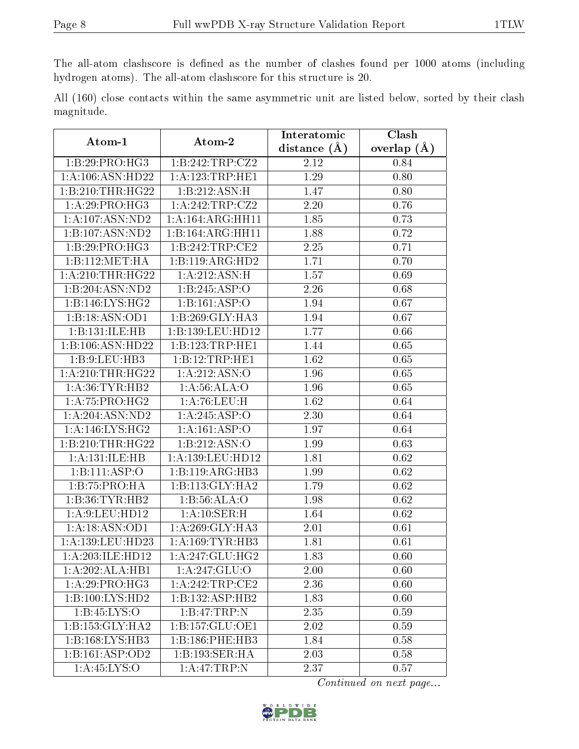The all-atom clashscore is defined as the number of clashes found per 1000 atoms (including hydrogen atoms). The all-atom clashscore for this structure is 20.

All (160) close contacts within the same asymmetric unit are listed below, sorted by their clash magnitude.

| Atom-1 | Atom-2 | Interatomic distance (Å) | Clash overlap (Å) |
|---|---|---|---|
| 1:B:29:PRO:HG3 | 1:B:242:TRP:CZ2 | 2.12 | 0.84 |
| 1:A:106:ASN:HD22 | 1:A:123:TRP:HE1 | 1.29 | 0.80 |
| 1:B:210:THR:HG22 | 1:B:212:ASN:H | 1.47 | 0.80 |
| 1:A:29:PRO:HG3 | 1:A:242:TRP:CZ2 | 2.20 | 0.76 |
| 1:A:107:ASN:ND2 | 1:A:164:ARG:HH11 | 1.85 | 0.73 |
| 1:B:107:ASN:ND2 | 1:B:164:ARG:HH11 | 1.88 | 0.72 |
| 1:B:29:PRO:HG3 | 1:B:242:TRP:CE2 | 2.25 | 0.71 |
| 1:B:112:MET:HA | 1:B:119:ARG:HD2 | 1.71 | 0.70 |
| 1:A:210:THR:HG22 | 1:A:212:ASN:H | 1.57 | 0.69 |
| 1:B:204:ASN:ND2 | 1:B:245:ASP:O | 2.26 | 0.68 |
| 1:B:146:LYS:HG2 | 1:B:161:ASP:O | 1.94 | 0.67 |
| 1:B:18:ASN:OD1 | 1:B:269:GLY:HA3 | 1.94 | 0.67 |
| 1:B:131:ILE:HB | 1:B:139:LEU:HD12 | 1.77 | 0.66 |
| 1:B:106:ASN:HD22 | 1:B:123:TRP:HE1 | 1.44 | 0.65 |
| 1:B:9:LEU:HB3 | 1:B:12:TRP:HE1 | 1.62 | 0.65 |
| 1:A:210:THR:HG22 | 1:A:212:ASN:O | 1.96 | 0.65 |
| 1:A:36:TYR:HB2 | 1:A:56:ALA:O | 1.96 | 0.65 |
| 1:A:75:PRO:HG2 | 1:A:76:LEU:H | 1.62 | 0.64 |
| 1:A:204:ASN:ND2 | 1:A:245:ASP:O | 2.30 | 0.64 |
| 1:A:146:LYS:HG2 | 1:A:161:ASP:O | 1.97 | 0.64 |
| 1:B:210:THR:HG22 | 1:B:212:ASN:O | 1.99 | 0.63 |
| 1:A:131:ILE:HB | 1:A:139:LEU:HD12 | 1.81 | 0.62 |
| 1:B:111:ASP:O | 1:B:119:ARG:HB3 | 1.99 | 0.62 |
| 1:B:75:PRO:HA | 1:B:113:GLY:HA2 | 1.79 | 0.62 |
| 1:B:36:TYR:HB2 | 1:B:56:ALA:O | 1.98 | 0.62 |
| 1:A:9:LEU:HD12 | 1:A:10:SER:H | 1.64 | 0.62 |
| 1:A:18:ASN:OD1 | 1:A:269:GLY:HA3 | 2.01 | 0.61 |
| 1:A:139:LEU:HD23 | 1:A:169:TYR:HB3 | 1.81 | 0.61 |
| 1:A:203:ILE:HD12 | 1:A:247:GLU:HG2 | 1.83 | 0.60 |
| 1:A:202:ALA:HB1 | 1:A:247:GLU:O | 2.00 | 0.60 |
| 1:A:29:PRO:HG3 | 1:A:242:TRP:CE2 | 2.36 | 0.60 |
| 1:B:100:LYS:HD2 | 1:B:132:ASP:HB2 | 1.83 | 0.60 |
| 1:B:45:LYS:O | 1:B:47:TRP:N | 2.35 | 0.59 |
| 1:B:153:GLY:HA2 | 1:B:157:GLU:OE1 | 2.02 | 0.59 |
| 1:B:168:LYS:HB3 | 1:B:186:PHE:HB3 | 1.84 | 0.58 |
| 1:B:161:ASP:OD2 | 1:B:193:SER:HA | 2.03 | 0.58 |
| 1:A:45:LYS:O | 1:A:47:TRP:N | 2.37 | 0.57 |

*Continued on next page...*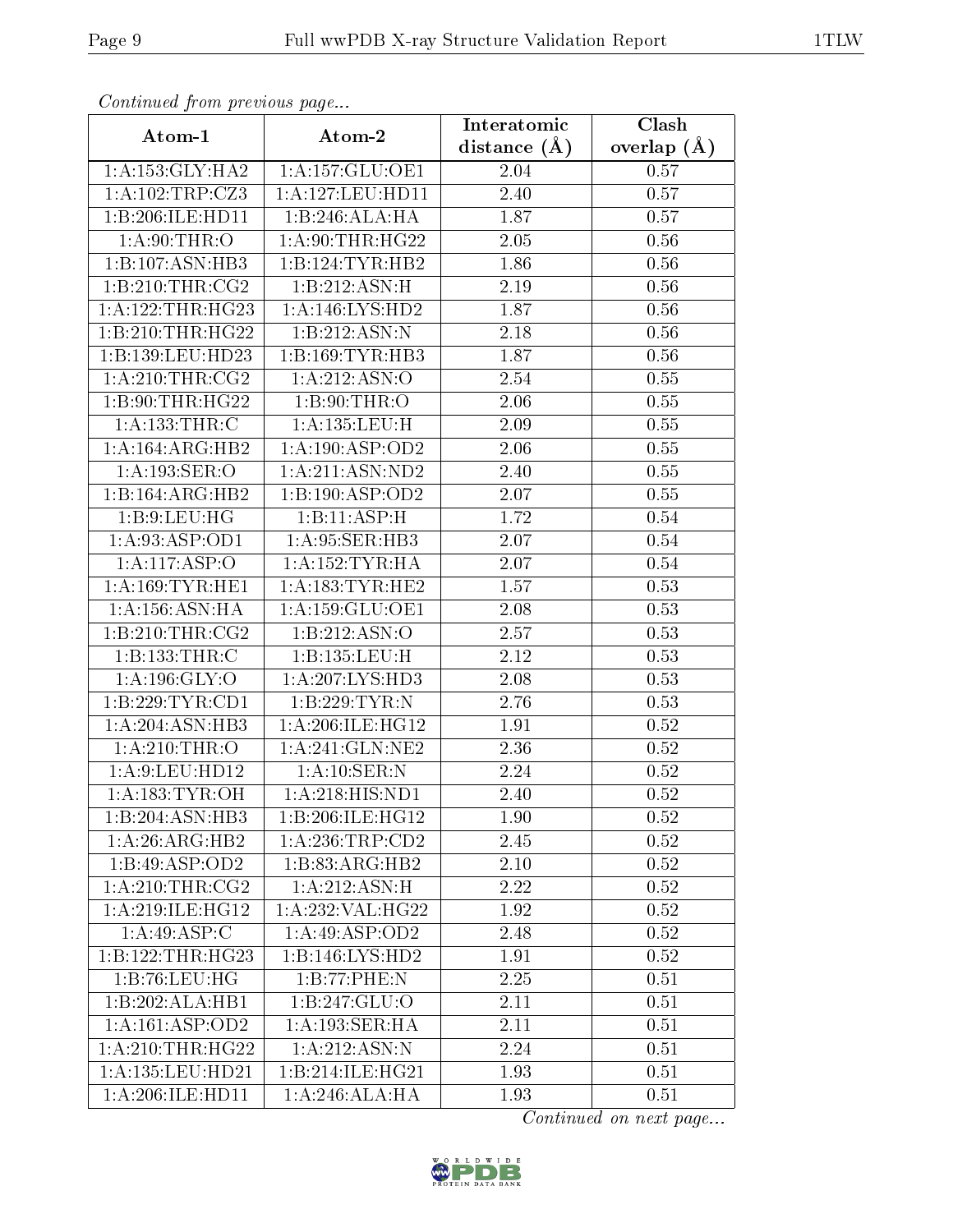*Continued from previous page...*

| Atom-1 | Atom-2 | Interatomic distance (Å) | Clash overlap (Å) |
| --- | --- | --- | --- |
| 1:A:153:GLY:HA2 | 1:A:157:GLU:OE1 | 2.04 | 0.57 |
| 1:A:102:TRP:CZ3 | 1:A:127:LEU:HD11 | 2.40 | 0.57 |
| 1:B:206:ILE:HD11 | 1:B:246:ALA:HA | 1.87 | 0.57 |
| 1:A:90:THR:O | 1:A:90:THR:HG22 | 2.05 | 0.56 |
| 1:B:107:ASN:HB3 | 1:B:124:TYR:HB2 | 1.86 | 0.56 |
| 1:B:210:THR:CG2 | 1:B:212:ASN:H | 2.19 | 0.56 |
| 1:A:122:THR:HG23 | 1:A:146:LYS:HD2 | 1.87 | 0.56 |
| 1:B:210:THR:HG22 | 1:B:212:ASN:N | 2.18 | 0.56 |
| 1:B:139:LEU:HD23 | 1:B:169:TYR:HB3 | 1.87 | 0.56 |
| 1:A:210:THR:CG2 | 1:A:212:ASN:O | 2.54 | 0.55 |
| 1:B:90:THR:HG22 | 1:B:90:THR:O | 2.06 | 0.55 |
| 1:A:133:THR:C | 1:A:135:LEU:H | 2.09 | 0.55 |
| 1:A:164:ARG:HB2 | 1:A:190:ASP:OD2 | 2.06 | 0.55 |
| 1:A:193:SER:O | 1:A:211:ASN:ND2 | 2.40 | 0.55 |
| 1:B:164:ARG:HB2 | 1:B:190:ASP:OD2 | 2.07 | 0.55 |
| 1:B:9:LEU:HG | 1:B:11:ASP:H | 1.72 | 0.54 |
| 1:A:93:ASP:OD1 | 1:A:95:SER:HB3 | 2.07 | 0.54 |
| 1:A:117:ASP:O | 1:A:152:TYR:HA | 2.07 | 0.54 |
| 1:A:169:TYR:HE1 | 1:A:183:TYR:HE2 | 1.57 | 0.53 |
| 1:A:156:ASN:HA | 1:A:159:GLU:OE1 | 2.08 | 0.53 |
| 1:B:210:THR:CG2 | 1:B:212:ASN:O | 2.57 | 0.53 |
| 1:B:133:THR:C | 1:B:135:LEU:H | 2.12 | 0.53 |
| 1:A:196:GLY:O | 1:A:207:LYS:HD3 | 2.08 | 0.53 |
| 1:B:229:TYR:CD1 | 1:B:229:TYR:N | 2.76 | 0.53 |
| 1:A:204:ASN:HB3 | 1:A:206:ILE:HG12 | 1.91 | 0.52 |
| 1:A:210:THR:O | 1:A:241:GLN:NE2 | 2.36 | 0.52 |
| 1:A:9:LEU:HD12 | 1:A:10:SER:N | 2.24 | 0.52 |
| 1:A:183:TYR:OH | 1:A:218:HIS:ND1 | 2.40 | 0.52 |
| 1:B:204:ASN:HB3 | 1:B:206:ILE:HG12 | 1.90 | 0.52 |
| 1:A:26:ARG:HB2 | 1:A:236:TRP:CD2 | 2.45 | 0.52 |
| 1:B:49:ASP:OD2 | 1:B:83:ARG:HB2 | 2.10 | 0.52 |
| 1:A:210:THR:CG2 | 1:A:212:ASN:H | 2.22 | 0.52 |
| 1:A:219:ILE:HG12 | 1:A:232:VAL:HG22 | 1.92 | 0.52 |
| 1:A:49:ASP:C | 1:A:49:ASP:OD2 | 2.48 | 0.52 |
| 1:B:122:THR:HG23 | 1:B:146:LYS:HD2 | 1.91 | 0.52 |
| 1:B:76:LEU:HG | 1:B:77:PHE:N | 2.25 | 0.51 |
| 1:B:202:ALA:HB1 | 1:B:247:GLU:O | 2.11 | 0.51 |
| 1:A:161:ASP:OD2 | 1:A:193:SER:HA | 2.11 | 0.51 |
| 1:A:210:THR:HG22 | 1:A:212:ASN:N | 2.24 | 0.51 |
| 1:A:135:LEU:HD21 | 1:B:214:ILE:HG21 | 1.93 | 0.51 |
| 1:A:206:ILE:HD11 | 1:A:246:ALA:HA | 1.93 | 0.51 |

*Continued on next page...*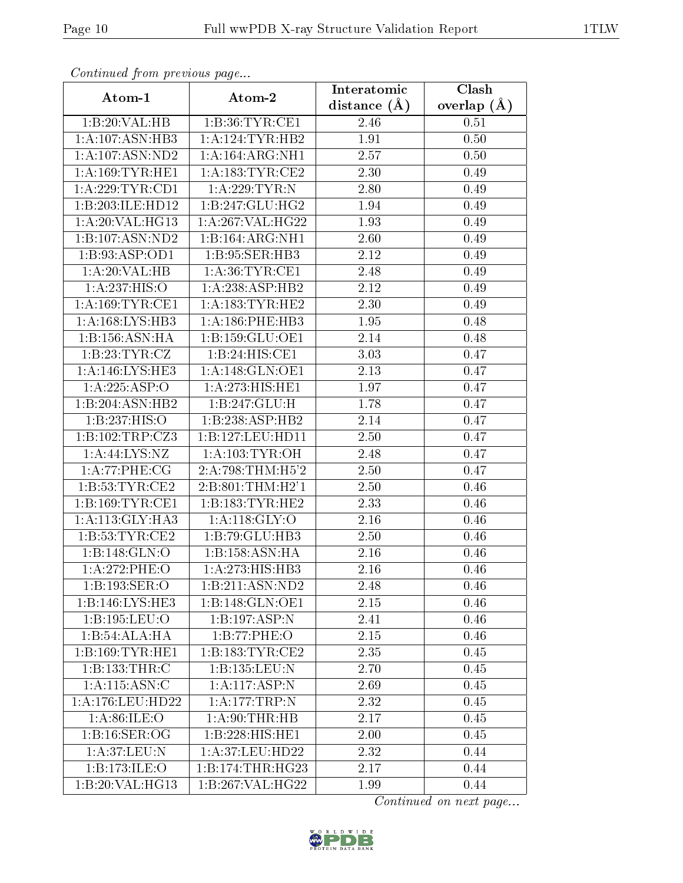*Continued from previous page...*

| Atom-1 | Atom-2 | Interatomic distance (Å) | Clash overlap (Å) |
|---|---|---|---|
| 1:B:20:VAL:HB | 1:B:36:TYR:CE1 | 2.46 | 0.51 |
| 1:A:107:ASN:HB3 | 1:A:124:TYR:HB2 | 1.91 | 0.50 |
| 1:A:107:ASN:ND2 | 1:A:164:ARG:NH1 | 2.57 | 0.50 |
| 1:A:169:TYR:HE1 | 1:A:183:TYR:CE2 | 2.30 | 0.49 |
| 1:A:229:TYR:CD1 | 1:A:229:TYR:N | 2.80 | 0.49 |
| 1:B:203:ILE:HD12 | 1:B:247:GLU:HG2 | 1.94 | 0.49 |
| 1:A:20:VAL:HG13 | 1:A:267:VAL:HG22 | 1.93 | 0.49 |
| 1:B:107:ASN:ND2 | 1:B:164:ARG:NH1 | 2.60 | 0.49 |
| 1:B:93:ASP:OD1 | 1:B:95:SER:HB3 | 2.12 | 0.49 |
| 1:A:20:VAL:HB | 1:A:36:TYR:CE1 | 2.48 | 0.49 |
| 1:A:237:HIS:O | 1:A:238:ASP:HB2 | 2.12 | 0.49 |
| 1:A:169:TYR:CE1 | 1:A:183:TYR:HE2 | 2.30 | 0.49 |
| 1:A:168:LYS:HB3 | 1:A:186:PHE:HB3 | 1.95 | 0.48 |
| 1:B:156:ASN:HA | 1:B:159:GLU:OE1 | 2.14 | 0.48 |
| 1:B:23:TYR:CZ | 1:B:24:HIS:CE1 | 3.03 | 0.47 |
| 1:A:146:LYS:HE3 | 1:A:148:GLN:OE1 | 2.13 | 0.47 |
| 1:A:225:ASP:O | 1:A:273:HIS:HE1 | 1.97 | 0.47 |
| 1:B:204:ASN:HB2 | 1:B:247:GLU:H | 1.78 | 0.47 |
| 1:B:237:HIS:O | 1:B:238:ASP:HB2 | 2.14 | 0.47 |
| 1:B:102:TRP:CZ3 | 1:B:127:LEU:HD11 | 2.50 | 0.47 |
| 1:A:44:LYS:NZ | 1:A:103:TYR:OH | 2.48 | 0.47 |
| 1:A:77:PHE:CG | 2:A:798:THM:H5'2 | 2.50 | 0.47 |
| 1:B:53:TYR:CE2 | 2:B:801:THM:H2'1 | 2.50 | 0.46 |
| 1:B:169:TYR:CE1 | 1:B:183:TYR:HE2 | 2.33 | 0.46 |
| 1:A:113:GLY:HA3 | 1:A:118:GLY:O | 2.16 | 0.46 |
| 1:B:53:TYR:CE2 | 1:B:79:GLU:HB3 | 2.50 | 0.46 |
| 1:B:148:GLN:O | 1:B:158:ASN:HA | 2.16 | 0.46 |
| 1:A:272:PHE:O | 1:A:273:HIS:HB3 | 2.16 | 0.46 |
| 1:B:193:SER:O | 1:B:211:ASN:ND2 | 2.48 | 0.46 |
| 1:B:146:LYS:HE3 | 1:B:148:GLN:OE1 | 2.15 | 0.46 |
| 1:B:195:LEU:O | 1:B:197:ASP:N | 2.41 | 0.46 |
| 1:B:54:ALA:HA | 1:B:77:PHE:O | 2.15 | 0.46 |
| 1:B:169:TYR:HE1 | 1:B:183:TYR:CE2 | 2.35 | 0.45 |
| 1:B:133:THR:C | 1:B:135:LEU:N | 2.70 | 0.45 |
| 1:A:115:ASN:C | 1:A:117:ASP:N | 2.69 | 0.45 |
| 1:A:176:LEU:HD22 | 1:A:177:TRP:N | 2.32 | 0.45 |
| 1:A:86:ILE:O | 1:A:90:THR:HB | 2.17 | 0.45 |
| 1:B:16:SER:OG | 1:B:228:HIS:HE1 | 2.00 | 0.45 |
| 1:A:37:LEU:N | 1:A:37:LEU:HD22 | 2.32 | 0.44 |
| 1:B:173:ILE:O | 1:B:174:THR:HG23 | 2.17 | 0.44 |
| 1:B:20:VAL:HG13 | 1:B:267:VAL:HG22 | 1.99 | 0.44 |

*Continued on next page...*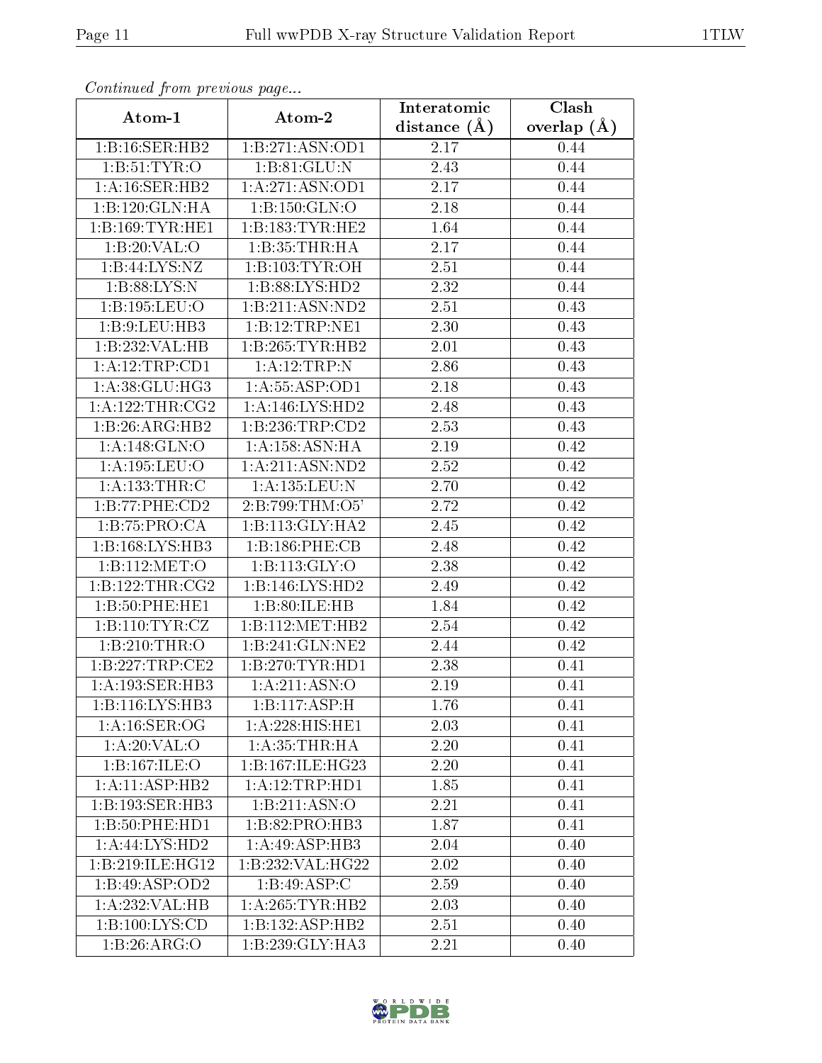*Continued from previous page...*

| Atom-1 | Atom-2 | Interatomic distance (Å) | Clash overlap (Å) |
|---|---|---|---|
| 1:B:16:SER:HB2 | 1:B:271:ASN:OD1 | 2.17 | 0.44 |
| 1:B:51:TYR:O | 1:B:81:GLU:N | 2.43 | 0.44 |
| 1:A:16:SER:HB2 | 1:A:271:ASN:OD1 | 2.17 | 0.44 |
| 1:B:120:GLN:HA | 1:B:150:GLN:O | 2.18 | 0.44 |
| 1:B:169:TYR:HE1 | 1:B:183:TYR:HE2 | 1.64 | 0.44 |
| 1:B:20:VAL:O | 1:B:35:THR:HA | 2.17 | 0.44 |
| 1:B:44:LYS:NZ | 1:B:103:TYR:OH | 2.51 | 0.44 |
| 1:B:88:LYS:N | 1:B:88:LYS:HD2 | 2.32 | 0.44 |
| 1:B:195:LEU:O | 1:B:211:ASN:ND2 | 2.51 | 0.43 |
| 1:B:9:LEU:HB3 | 1:B:12:TRP:NE1 | 2.30 | 0.43 |
| 1:B:232:VAL:HB | 1:B:265:TYR:HB2 | 2.01 | 0.43 |
| 1:A:12:TRP:CD1 | 1:A:12:TRP:N | 2.86 | 0.43 |
| 1:A:38:GLU:HG3 | 1:A:55:ASP:OD1 | 2.18 | 0.43 |
| 1:A:122:THR:CG2 | 1:A:146:LYS:HD2 | 2.48 | 0.43 |
| 1:B:26:ARG:HB2 | 1:B:236:TRP:CD2 | 2.53 | 0.43 |
| 1:A:148:GLN:O | 1:A:158:ASN:HA | 2.19 | 0.42 |
| 1:A:195:LEU:O | 1:A:211:ASN:ND2 | 2.52 | 0.42 |
| 1:A:133:THR:C | 1:A:135:LEU:N | 2.70 | 0.42 |
| 1:B:77:PHE:CD2 | 2:B:799:THM:O5' | 2.72 | 0.42 |
| 1:B:75:PRO:CA | 1:B:113:GLY:HA2 | 2.45 | 0.42 |
| 1:B:168:LYS:HB3 | 1:B:186:PHE:CB | 2.48 | 0.42 |
| 1:B:112:MET:O | 1:B:113:GLY:O | 2.38 | 0.42 |
| 1:B:122:THR:CG2 | 1:B:146:LYS:HD2 | 2.49 | 0.42 |
| 1:B:50:PHE:HE1 | 1:B:80:ILE:HB | 1.84 | 0.42 |
| 1:B:110:TYR:CZ | 1:B:112:MET:HB2 | 2.54 | 0.42 |
| 1:B:210:THR:O | 1:B:241:GLN:NE2 | 2.44 | 0.42 |
| 1:B:227:TRP:CE2 | 1:B:270:TYR:HD1 | 2.38 | 0.41 |
| 1:A:193:SER:HB3 | 1:A:211:ASN:O | 2.19 | 0.41 |
| 1:B:116:LYS:HB3 | 1:B:117:ASP:H | 1.76 | 0.41 |
| 1:A:16:SER:OG | 1:A:228:HIS:HE1 | 2.03 | 0.41 |
| 1:A:20:VAL:O | 1:A:35:THR:HA | 2.20 | 0.41 |
| 1:B:167:ILE:O | 1:B:167:ILE:HG23 | 2.20 | 0.41 |
| 1:A:11:ASP:HB2 | 1:A:12:TRP:HD1 | 1.85 | 0.41 |
| 1:B:193:SER:HB3 | 1:B:211:ASN:O | 2.21 | 0.41 |
| 1:B:50:PHE:HD1 | 1:B:82:PRO:HB3 | 1.87 | 0.41 |
| 1:A:44:LYS:HD2 | 1:A:49:ASP:HB3 | 2.04 | 0.40 |
| 1:B:219:ILE:HG12 | 1:B:232:VAL:HG22 | 2.02 | 0.40 |
| 1:B:49:ASP:OD2 | 1:B:49:ASP:C | 2.59 | 0.40 |
| 1:A:232:VAL:HB | 1:A:265:TYR:HB2 | 2.03 | 0.40 |
| 1:B:100:LYS:CD | 1:B:132:ASP:HB2 | 2.51 | 0.40 |
| 1:B:26:ARG:O | 1:B:239:GLY:HA3 | 2.21 | 0.40 |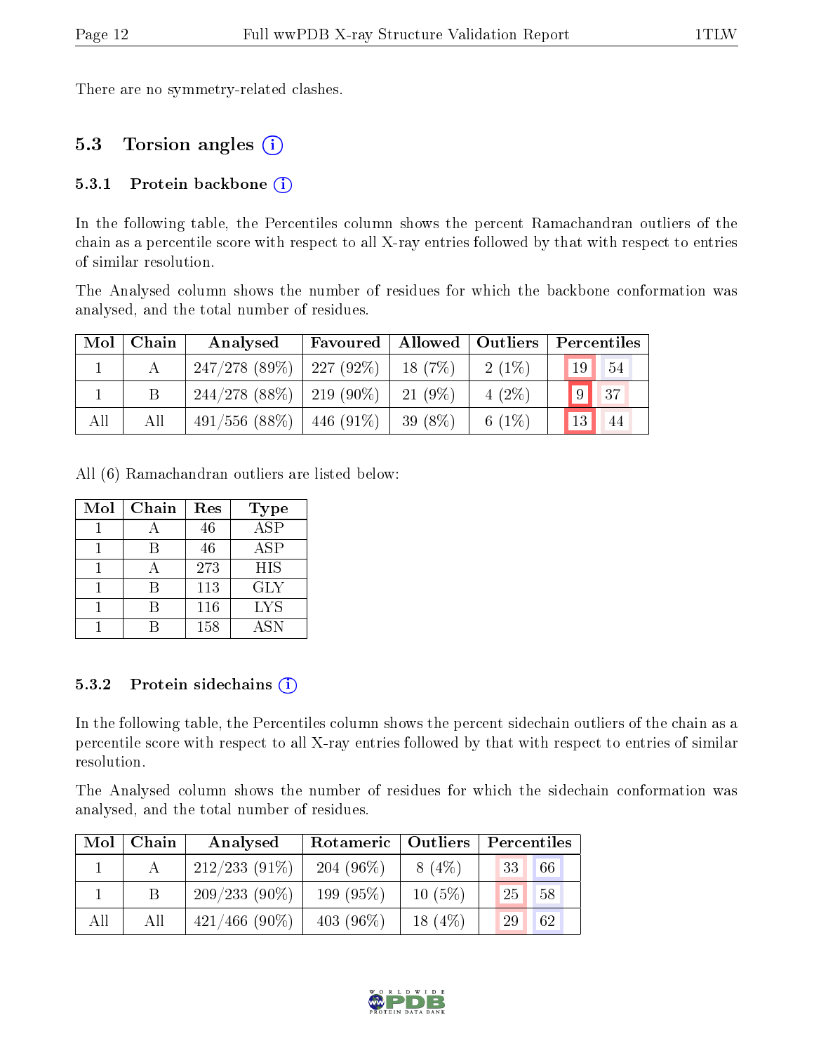There are no symmetry-related clashes.

## 5.3 Torsion angles

### 5.3.1 Protein backbone

In the following table, the Percentiles column shows the percent Ramachandran outliers of the chain as a percentile score with respect to all X-ray entries followed by that with respect to entries of similar resolution.

The Analysed column shows the number of residues for which the backbone conformation was analysed, and the total number of residues.

| Mol | Chain | Analysed | Favoured | Allowed | Outliers | Percentiles | |
|---|---|---|---|---|---|---|---|
| 1 | A | 247/278 (89%) | 227 (92%) | 18 (7%) | 2 (1%) | 19 | 54 |
| 1 | B | 244/278 (88%) | 219 (90%) | 21 (9%) | 4 (2%) | 9 | 37 |
| All | All | 491/556 (88%) | 446 (91%) | 39 (8%) | 6 (1%) | 13 | 44 |

All (6) Ramachandran outliers are listed below:

| Mol | Chain | Res | Type |
|---|---|---|---|
| 1 | A | 46 | ASP |
| 1 | B | 46 | ASP |
| 1 | A | 273 | HIS |
| 1 | B | 113 | GLY |
| 1 | B | 116 | LYS |
| 1 | B | 158 | ASN |

### 5.3.2 Protein sidechains

In the following table, the Percentiles column shows the percent sidechain outliers of the chain as a percentile score with respect to all X-ray entries followed by that with respect to entries of similar resolution.

The Analysed column shows the number of residues for which the sidechain conformation was analysed, and the total number of residues.

| Mol | Chain | Analysed | Rotameric | Outliers | Percentiles | |
|---|---|---|---|---|---|---|
| 1 | A | 212/233 (91%) | 204 (96%) | 8 (4%) | 33 | 66 |
| 1 | B | 209/233 (90%) | 199 (95%) | 10 (5%) | 25 | 58 |
| All | All | 421/466 (90%) | 403 (96%) | 18 (4%) | 29 | 62 |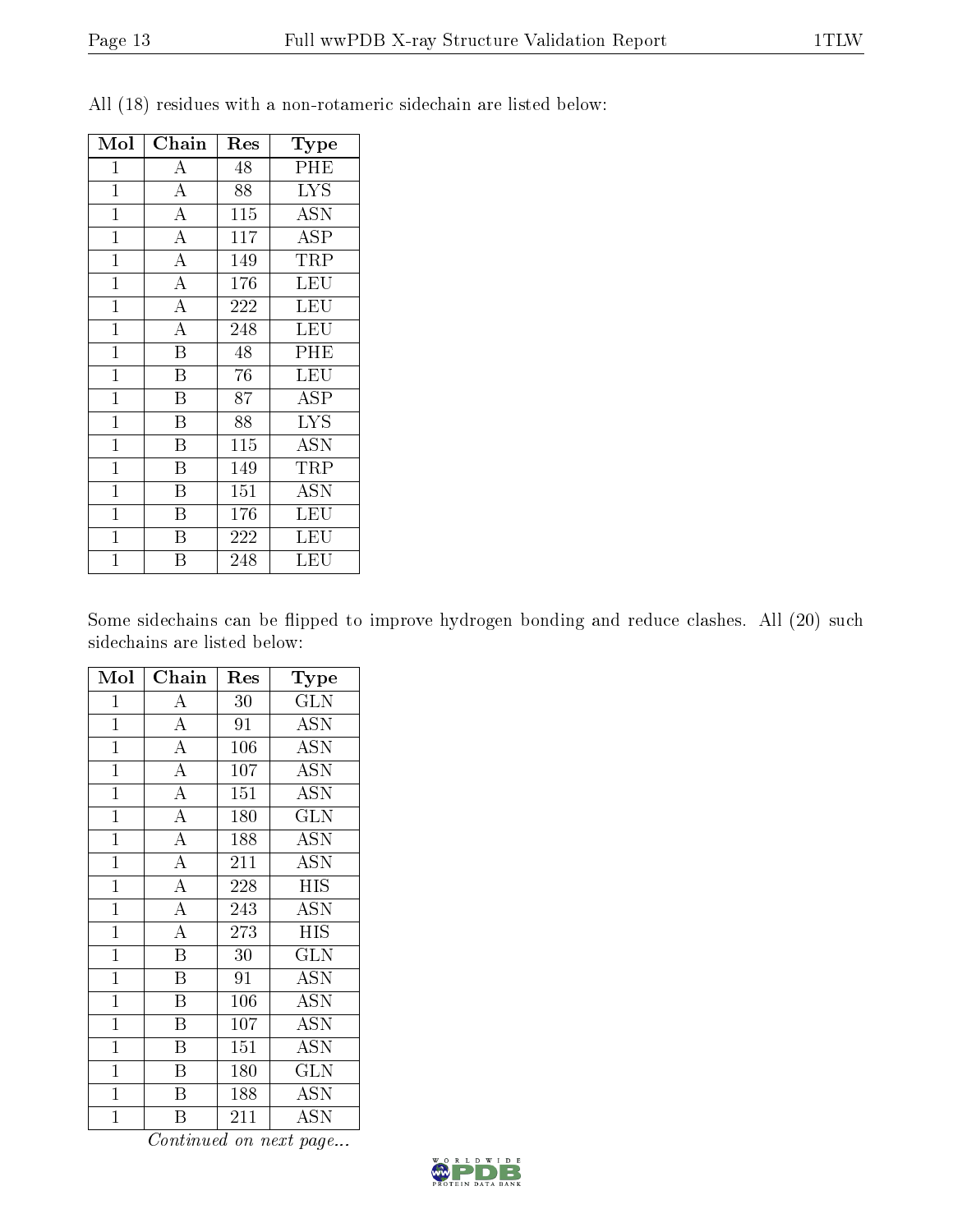All (18) residues with a non-rotameric sidechain are listed below:

| Mol | Chain | Res | Type |
|---|---|---|---|
| 1 | A | 48 | PHE |
| 1 | A | 88 | LYS |
| 1 | A | 115 | ASN |
| 1 | A | 117 | ASP |
| 1 | A | 149 | TRP |
| 1 | A | 176 | LEU |
| 1 | A | 222 | LEU |
| 1 | A | 248 | LEU |
| 1 | B | 48 | PHE |
| 1 | B | 76 | LEU |
| 1 | B | 87 | ASP |
| 1 | B | 88 | LYS |
| 1 | B | 115 | ASN |
| 1 | B | 149 | TRP |
| 1 | B | 151 | ASN |
| 1 | B | 176 | LEU |
| 1 | B | 222 | LEU |
| 1 | B | 248 | LEU |

Some sidechains can be flipped to improve hydrogen bonding and reduce clashes. All (20) such sidechains are listed below:

| Mol | Chain | Res | Type |
|---|---|---|---|
| 1 | A | 30 | GLN |
| 1 | A | 91 | ASN |
| 1 | A | 106 | ASN |
| 1 | A | 107 | ASN |
| 1 | A | 151 | ASN |
| 1 | A | 180 | GLN |
| 1 | A | 188 | ASN |
| 1 | A | 211 | ASN |
| 1 | A | 228 | HIS |
| 1 | A | 243 | ASN |
| 1 | A | 273 | HIS |
| 1 | B | 30 | GLN |
| 1 | B | 91 | ASN |
| 1 | B | 106 | ASN |
| 1 | B | 107 | ASN |
| 1 | B | 151 | ASN |
| 1 | B | 180 | GLN |
| 1 | B | 188 | ASN |
| 1 | B | 211 | ASN |

*Continued on next page...*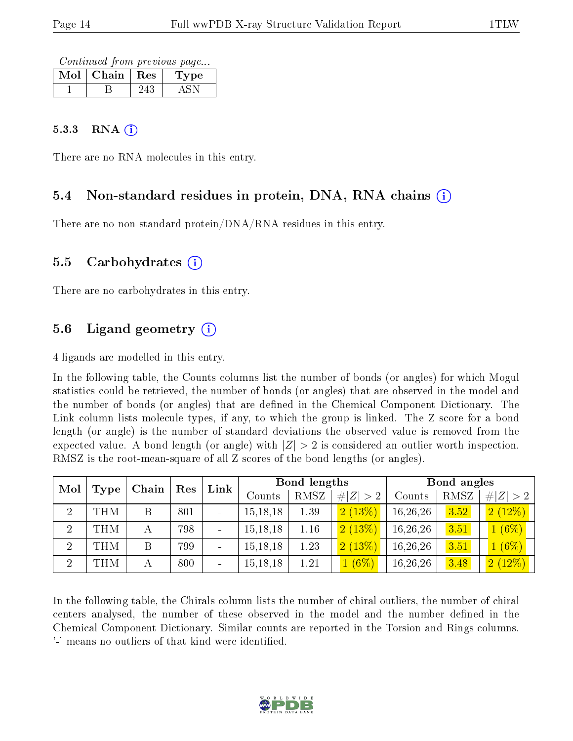*Continued from previous page...*

| Mol | Chain | Res | Type |
|---|---|---|---|
| 1 | B | 243 | ASN |

#### 5.3.3 RNA ⓘ

There are no RNA molecules in this entry.

### 5.4 Non-standard residues in protein, DNA, RNA chains ⓘ

There are no non-standard protein/DNA/RNA residues in this entry.

### 5.5 Carbohydrates ⓘ

There are no carbohydrates in this entry.

### 5.6 Ligand geometry ⓘ

4 ligands are modelled in this entry.

In the following table, the Counts columns list the number of bonds (or angles) for which Mogul statistics could be retrieved, the number of bonds (or angles) that are observed in the model and the number of bonds (or angles) that are defined in the Chemical Component Dictionary. The Link column lists molecule types, if any, to which the group is linked. The Z score for a bond length (or angle) is the number of standard deviations the observed value is removed from the expected value. A bond length (or angle) with $|Z| > 2$ is considered an outlier worth inspection. RMSZ is the root-mean-square of all Z scores of the bond lengths (or angles).

| Mol | Type | Chain | Res | Link | Bond lengths | | | Bond angles | | |
|---|---|---|---|---|---|---|---|---|---|---|
| | | | | | Counts | RMSZ | $\#\|Z\| > 2$ | Counts | RMSZ | $\#\|Z\| > 2$ |
| 2 | THM | B | 801 | - | 15,18,18 | 1.39 | 2 (13%) | 16,26,26 | 3.52 | 2 (12%) |
| 2 | THM | A | 798 | - | 15,18,18 | 1.16 | 2 (13%) | 16,26,26 | 3.51 | 1 (6%) |
| 2 | THM | B | 799 | - | 15,18,18 | 1.23 | 2 (13%) | 16,26,26 | 3.51 | 1 (6%) |
| 2 | THM | A | 800 | - | 15,18,18 | 1.21 | 1 (6%) | 16,26,26 | 3.48 | 2 (12%) |

In the following table, the Chirals column lists the number of chiral outliers, the number of chiral centers analysed, the number of these observed in the model and the number defined in the Chemical Component Dictionary. Similar counts are reported in the Torsion and Rings columns. '-' means no outliers of that kind were identified.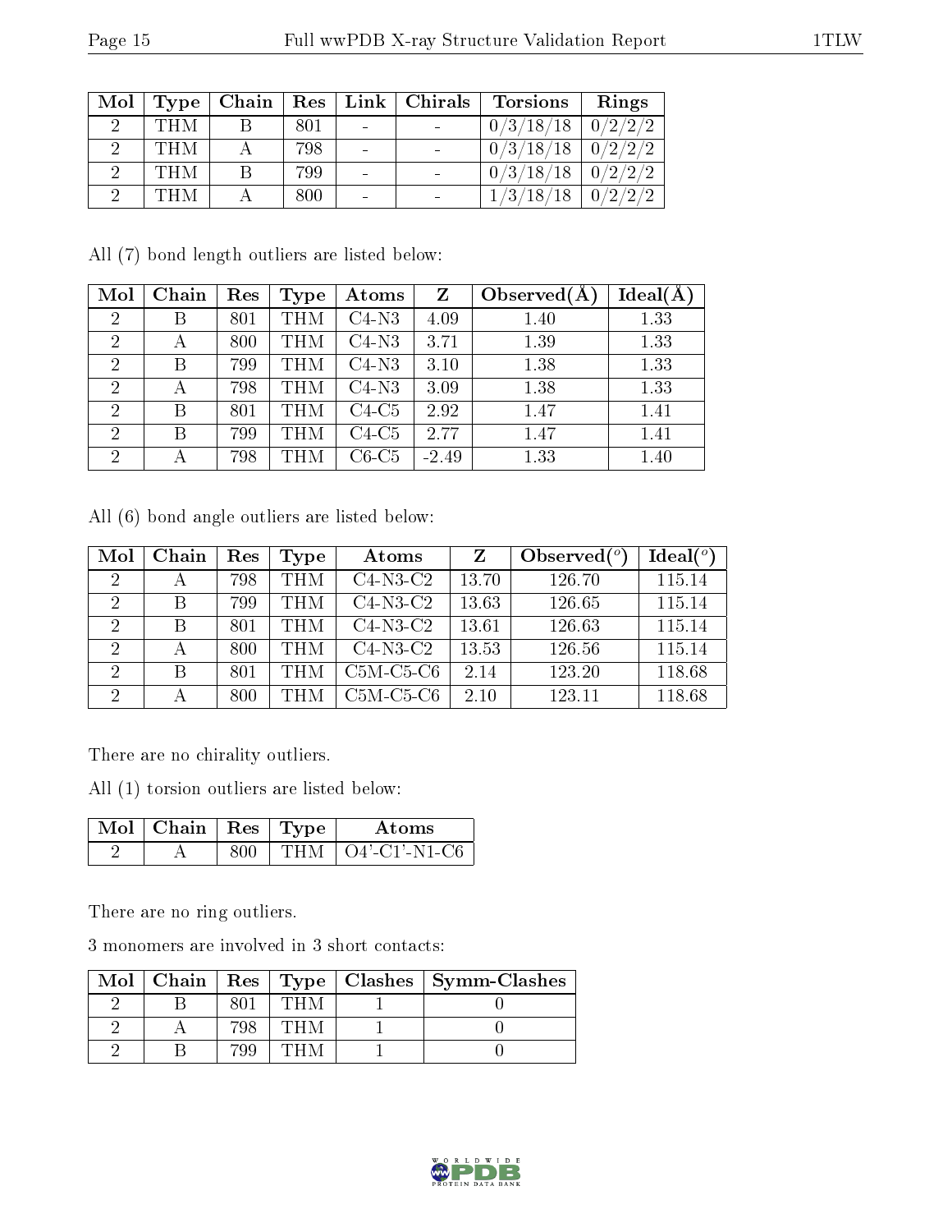| Mol | Type | Chain | Res | Link | Chirals | Torsions | Rings |
|---|---|---|---|---|---|---|---|
| 2 | THM | B | 801 | - | - | 0/3/18/18 | 0/2/2/2 |
| 2 | THM | A | 798 | - | - | 0/3/18/18 | 0/2/2/2 |
| 2 | THM | B | 799 | - | - | 0/3/18/18 | 0/2/2/2 |
| 2 | THM | A | 800 | - | - | 1/3/18/18 | 0/2/2/2 |

All (7) bond length outliers are listed below:

| Mol | Chain | Res | Type | Atoms | Z | Observed(Å) | Ideal(Å) |
|---|---|---|---|---|---|---|---|
| 2 | B | 801 | THM | C4-N3 | 4.09 | 1.40 | 1.33 |
| 2 | A | 800 | THM | C4-N3 | 3.71 | 1.39 | 1.33 |
| 2 | B | 799 | THM | C4-N3 | 3.10 | 1.38 | 1.33 |
| 2 | A | 798 | THM | C4-N3 | 3.09 | 1.38 | 1.33 |
| 2 | B | 801 | THM | C4-C5 | 2.92 | 1.47 | 1.41 |
| 2 | B | 799 | THM | C4-C5 | 2.77 | 1.47 | 1.41 |
| 2 | A | 798 | THM | C6-C5 | -2.49 | 1.33 | 1.40 |

All (6) bond angle outliers are listed below:

| Mol | Chain | Res | Type | Atoms | Z | Observed(°) | Ideal(°) |
|---|---|---|---|---|---|---|---|
| 2 | A | 798 | THM | C4-N3-C2 | 13.70 | 126.70 | 115.14 |
| 2 | B | 799 | THM | C4-N3-C2 | 13.63 | 126.65 | 115.14 |
| 2 | B | 801 | THM | C4-N3-C2 | 13.61 | 126.63 | 115.14 |
| 2 | A | 800 | THM | C4-N3-C2 | 13.53 | 126.56 | 115.14 |
| 2 | B | 801 | THM | C5M-C5-C6 | 2.14 | 123.20 | 118.68 |
| 2 | A | 800 | THM | C5M-C5-C6 | 2.10 | 123.11 | 118.68 |

There are no chirality outliers.

All (1) torsion outliers are listed below:

| Mol | Chain | Res | Type | Atoms |
|---|---|---|---|---|
| 2 | A | 800 | THM | O4'-C1'-N1-C6 |

There are no ring outliers.

3 monomers are involved in 3 short contacts:

| Mol | Chain | Res | Type | Clashes | Symm-Clashes |
|---|---|---|---|---|---|
| 2 | B | 801 | THM | 1 | 0 |
| 2 | A | 798 | THM | 1 | 0 |
| 2 | B | 799 | THM | 1 | 0 |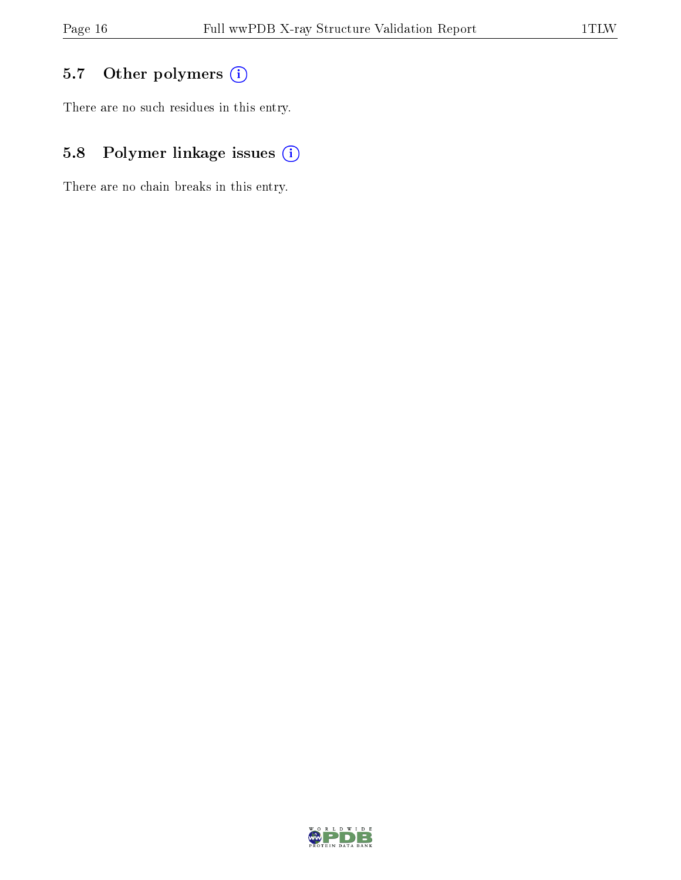### 5.7 Other polymers

There are no such residues in this entry.

### 5.8 Polymer linkage issues

There are no chain breaks in this entry.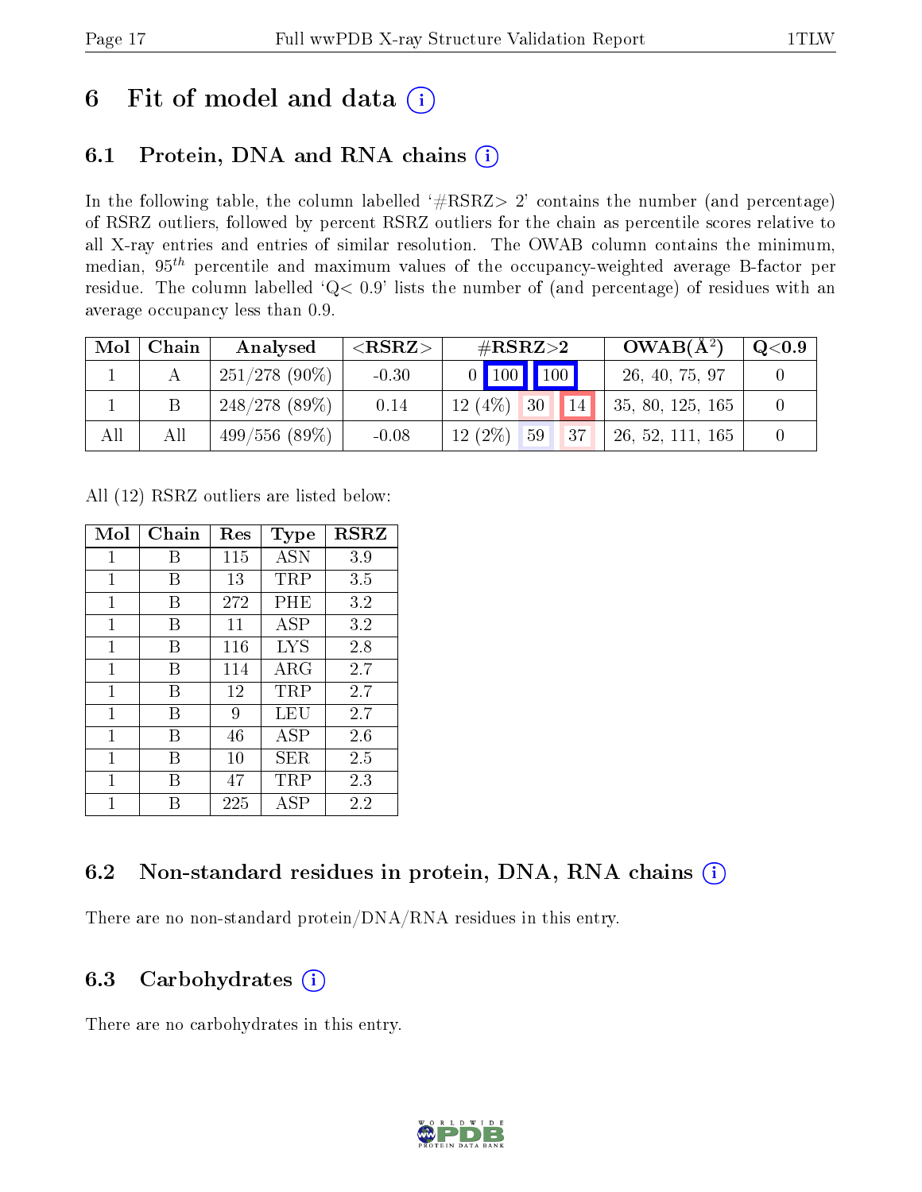# 6 Fit of model and data (i)

## 6.1 Protein, DNA and RNA chains (i)

In the following table, the column labelled '#RSRZ> 2' contains the number (and percentage) of RSRZ outliers, followed by percent RSRZ outliers for the chain as percentile scores relative to all X-ray entries and entries of similar resolution. The OWAB column contains the minimum, median, $95^{th}$ percentile and maximum values of the occupancy-weighted average B-factor per residue. The column labelled 'Q< 0.9' lists the number of (and percentage) of residues with an average occupancy less than 0.9.

| Mol | Chain | Analysed | <RSRZ> | #RSRZ>2 | | | OWAB(Å$^2$) | Q<0.9 |
|---|---|---|---|---|---|---|---|---|
| 1 | A | 251/278 (90%) | -0.30 | 0 | 100 | 100 | 26, 40, 75, 97 | 0 |
| 1 | B | 248/278 (89%) | 0.14 | 12 (4%) | 30 | 14 | 35, 80, 125, 165 | 0 |
| All | All | 499/556 (89%) | -0.08 | 12 (2%) | 59 | 37 | 26, 52, 111, 165 | 0 |

All (12) RSRZ outliers are listed below:

| Mol | Chain | Res | Type | RSRZ |
|---|---|---|---|---|
| 1 | B | 115 | ASN | 3.9 |
| 1 | B | 13 | TRP | 3.5 |
| 1 | B | 272 | PHE | 3.2 |
| 1 | B | 11 | ASP | 3.2 |
| 1 | B | 116 | LYS | 2.8 |
| 1 | B | 114 | ARG | 2.7 |
| 1 | B | 12 | TRP | 2.7 |
| 1 | B | 9 | LEU | 2.7 |
| 1 | B | 46 | ASP | 2.6 |
| 1 | B | 10 | SER | 2.5 |
| 1 | B | 47 | TRP | 2.3 |
| 1 | B | 225 | ASP | 2.2 |

## 6.2 Non-standard residues in protein, DNA, RNA chains (i)

There are no non-standard protein/DNA/RNA residues in this entry.

## 6.3 Carbohydrates (i)

There are no carbohydrates in this entry.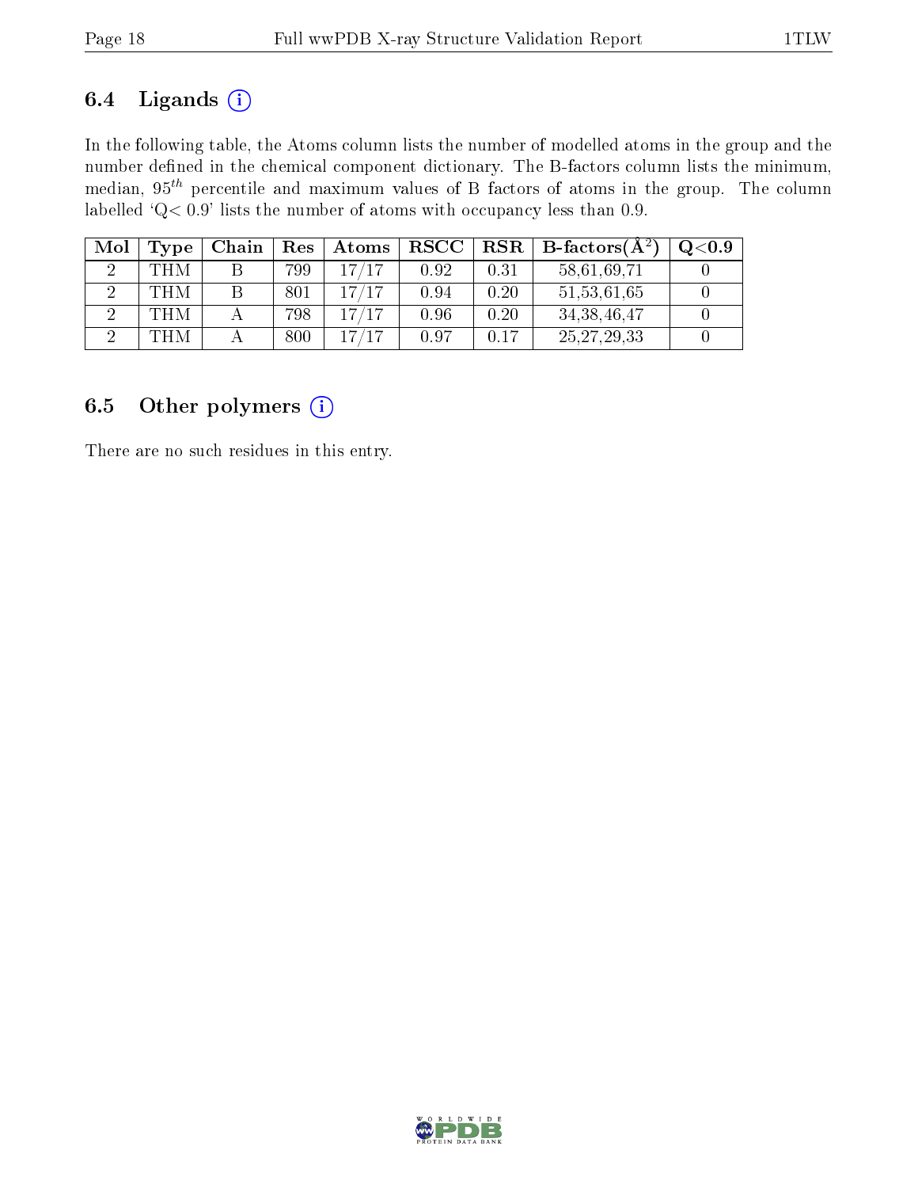## 6.4 Ligands

In the following table, the Atoms column lists the number of modelled atoms in the group and the number defined in the chemical component dictionary. The B-factors column lists the minimum, median, $95^{th}$ percentile and maximum values of B factors of atoms in the group. The column labelled 'Q< 0.9' lists the number of atoms with occupancy less than 0.9.

| Mol | Type | Chain | Res | Atoms | RSCC | RSR | B-factors($Å^2$) | Q<0.9 |
|---|---|---|---|---|---|---|---|---|
| 2 | THM | B | 799 | 17/17 | 0.92 | 0.31 | 58,61,69,71 | 0 |
| 2 | THM | B | 801 | 17/17 | 0.94 | 0.20 | 51,53,61,65 | 0 |
| 2 | THM | A | 798 | 17/17 | 0.96 | 0.20 | 34,38,46,47 | 0 |
| 2 | THM | A | 800 | 17/17 | 0.97 | 0.17 | 25,27,29,33 | 0 |

## 6.5 Other polymers

There are no such residues in this entry.